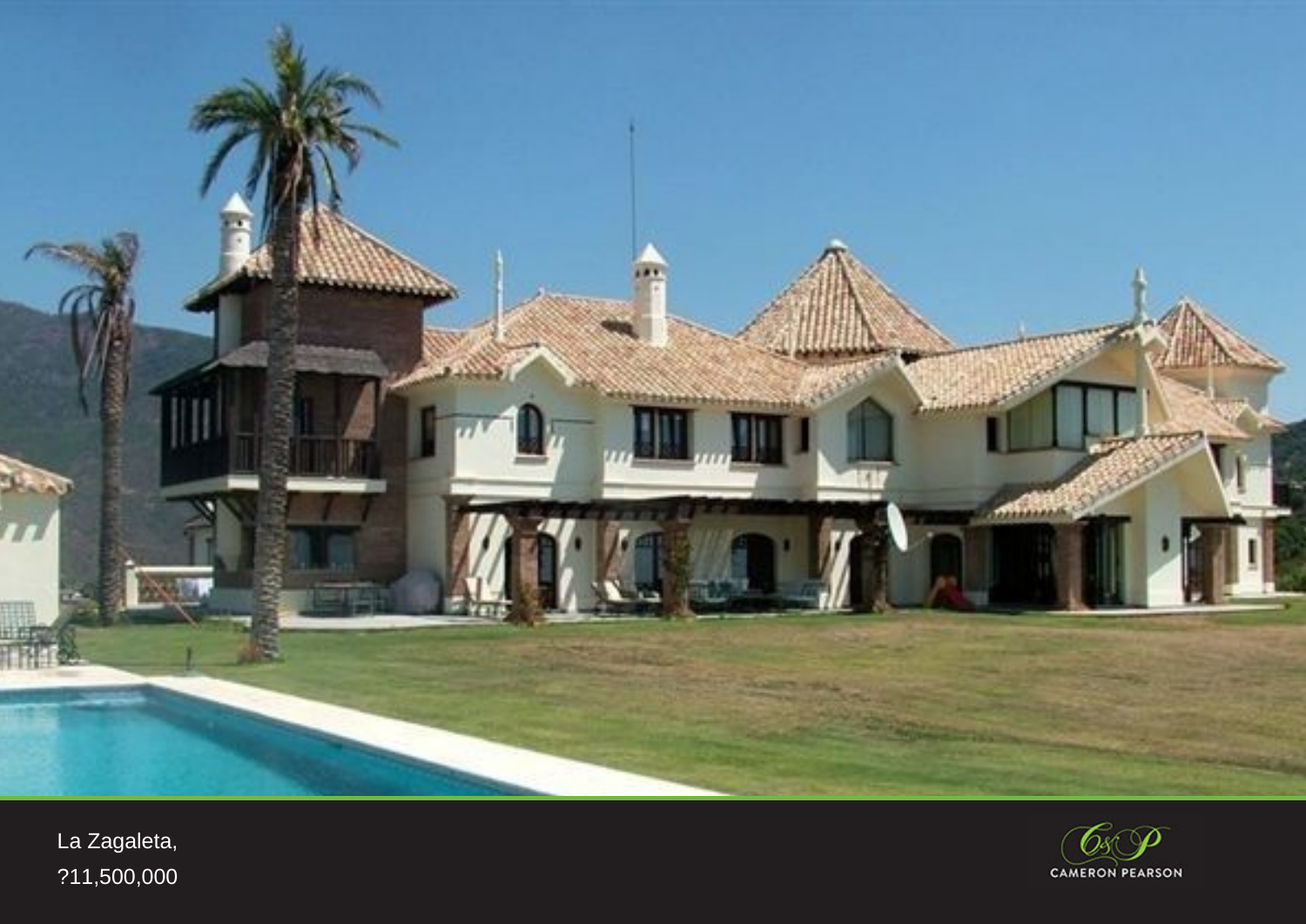La Zagaleta,

?11,500,000

CAMERON PEARSON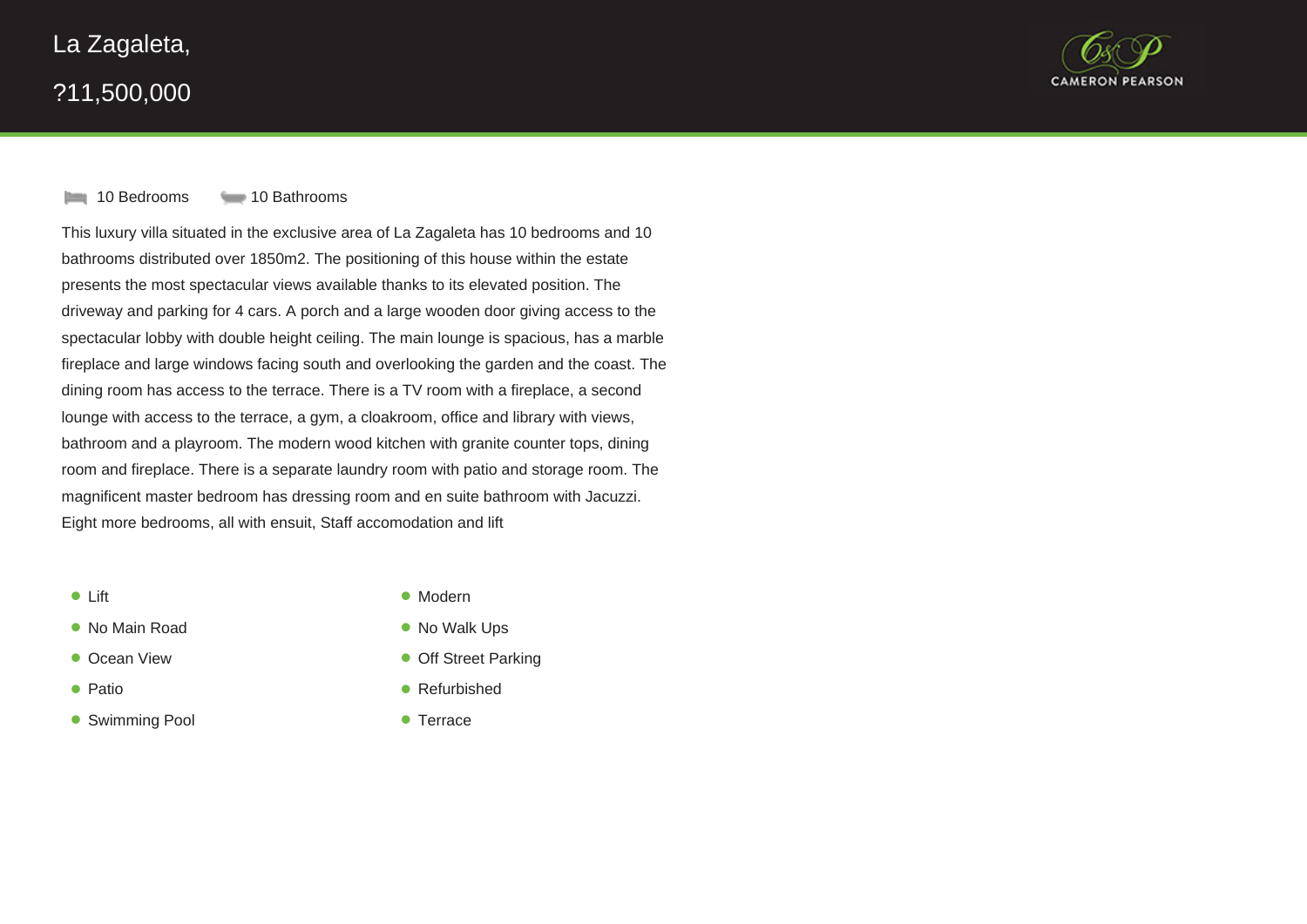# La Zagaleta,

## ?11,500,000

CAMERON PEARSON

10 Bedrooms 10 Bathrooms

This luxury villa situated in the exclusive area of La Zagaleta has 10 bedrooms and 10 bathrooms distributed over 1850m2. The positioning of this house within the estate presents the most spectacular views available thanks to its elevated position. The driveway and parking for 4 cars. A porch and a large wooden door giving access to the spectacular lobby with double height ceiling. The main lounge is spacious, has a marble fireplace and large windows facing south and overlooking the garden and the coast. The dining room has access to the terrace. There is a TV room with a fireplace, a second lounge with access to the terrace, a gym, a cloakroom, office and library with views, bathroom and a playroom. The modern wood kitchen with granite counter tops, dining room and fireplace. There is a separate laundry room with patio and storage room. The magnificent master bedroom has dressing room and en suite bathroom with Jacuzzi. Eight more bedrooms, all with ensuit, Staff accomodation and lift

- Lift
- No Main Road
- Ocean View
- Patio
- Swimming Pool
- Modern
- No Walk Ups
- Off Street Parking
- Refurbished
- Terrace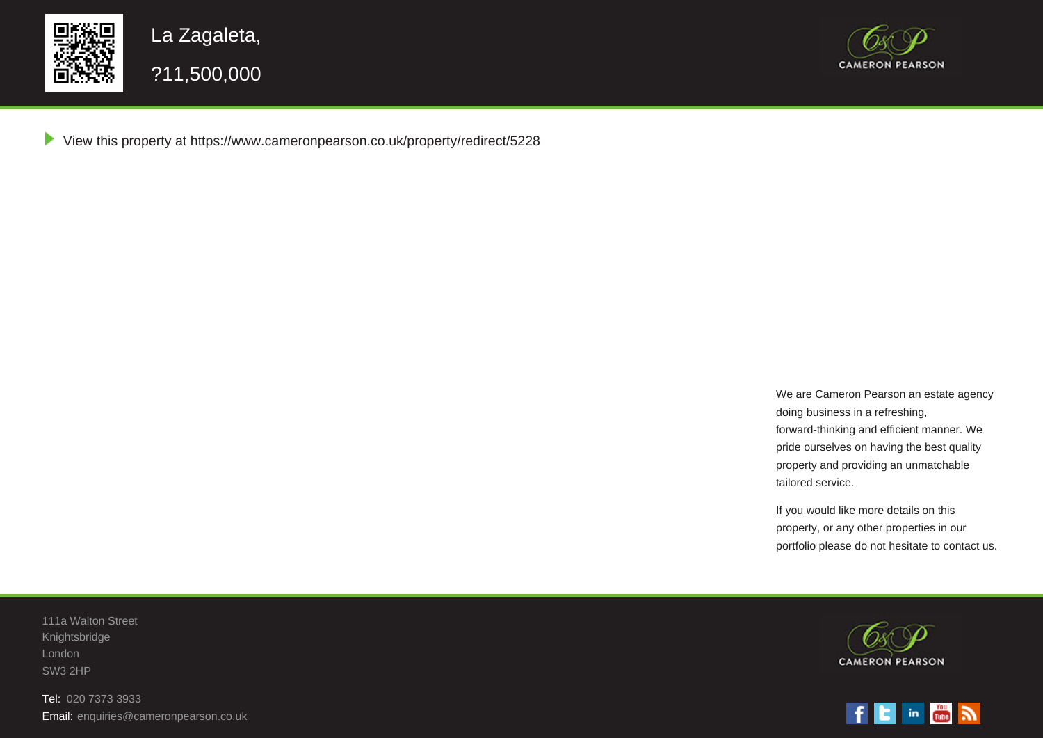# La Zagaleta,

## ?11,500,000

View this property at https://www.cameronpearson.co.uk/property/redirect/5228

We are Cameron Pearson an estate agency doing business in a refreshing, forward-thinking and efficient manner. We pride ourselves on having the best quality property and providing an unmatchable tailored service.

If you would like more details on this property, or any other properties in our portfolio please do not hesitate to contact us.

111a Walton Street
Knightsbridge
London
SW3 2HP

Tel: 020 7373 3933
Email: enquiries@cameronpearson.co.uk